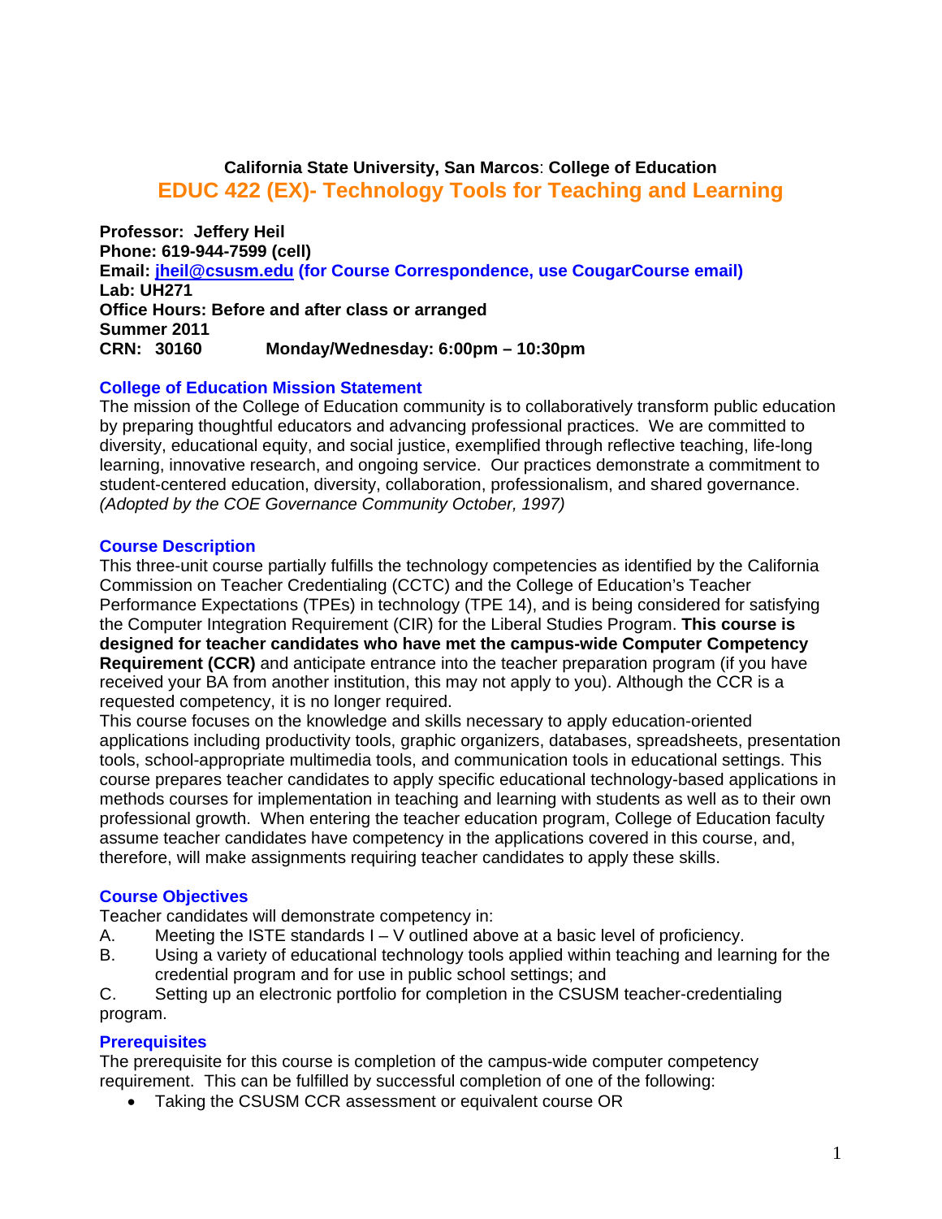**California State University, San Marcos**: **College of Education**

# EDUC 422 (EX)- Technology Tools for Teaching and Learning

**Professor: Jeffery Heil**
**Phone: 619-944-7599 (cell)**
**Email: jheil@csusm.edu (for Course Correspondence, use CougarCourse email)**
**Lab: UH271**
**Office Hours: Before and after class or arranged**
**Summer 2011**
**CRN: 30160 Monday/Wednesday: 6:00pm – 10:30pm**

## College of Education Mission Statement

The mission of the College of Education community is to collaboratively transform public education by preparing thoughtful educators and advancing professional practices. We are committed to diversity, educational equity, and social justice, exemplified through reflective teaching, life-long learning, innovative research, and ongoing service. Our practices demonstrate a commitment to student-centered education, diversity, collaboration, professionalism, and shared governance. *(Adopted by the COE Governance Community October, 1997)*

## Course Description

This three-unit course partially fulfills the technology competencies as identified by the California Commission on Teacher Credentialing (CCTC) and the College of Education's Teacher Performance Expectations (TPEs) in technology (TPE 14), and is being considered for satisfying the Computer Integration Requirement (CIR) for the Liberal Studies Program. **This course is designed for teacher candidates who have met the campus-wide Computer Competency Requirement (CCR)** and anticipate entrance into the teacher preparation program (if you have received your BA from another institution, this may not apply to you). Although the CCR is a requested competency, it is no longer required.

This course focuses on the knowledge and skills necessary to apply education-oriented applications including productivity tools, graphic organizers, databases, spreadsheets, presentation tools, school-appropriate multimedia tools, and communication tools in educational settings. This course prepares teacher candidates to apply specific educational technology-based applications in methods courses for implementation in teaching and learning with students as well as to their own professional growth. When entering the teacher education program, College of Education faculty assume teacher candidates have competency in the applications covered in this course, and, therefore, will make assignments requiring teacher candidates to apply these skills.

## Course Objectives

Teacher candidates will demonstrate competency in:

A. Meeting the ISTE standards I – V outlined above at a basic level of proficiency.
B. Using a variety of educational technology tools applied within teaching and learning for the credential program and for use in public school settings; and
C. Setting up an electronic portfolio for completion in the CSUSM teacher-credentialing program.

## Prerequisites

The prerequisite for this course is completion of the campus-wide computer competency requirement. This can be fulfilled by successful completion of one of the following:

- Taking the CSUSM CCR assessment or equivalent course OR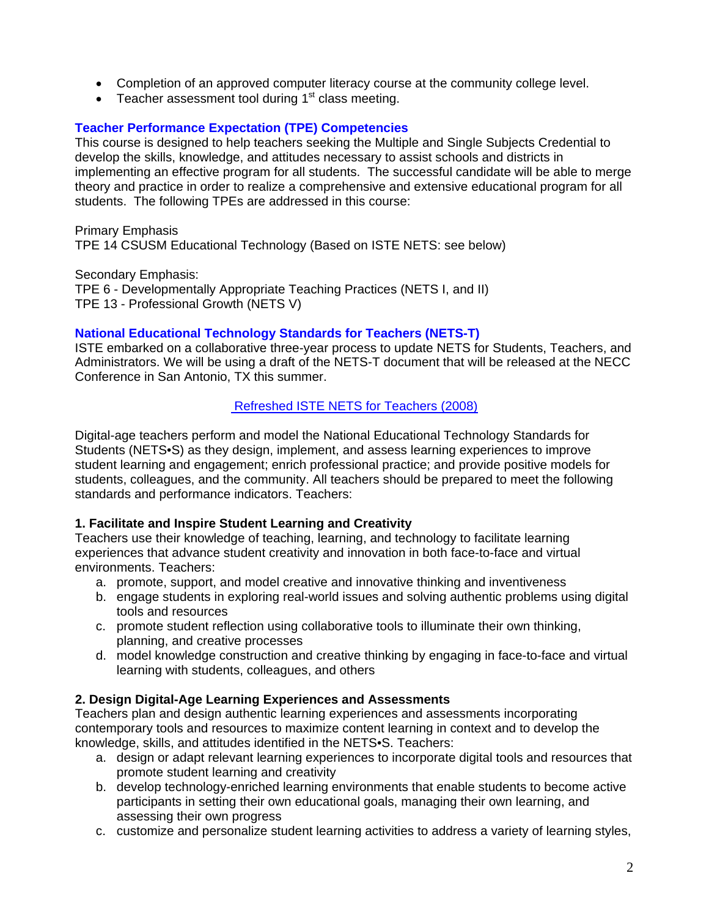- Completion of an approved computer literacy course at the community college level.
- Teacher assessment tool during 1st class meeting.

### Teacher Performance Expectation (TPE) Competencies

This course is designed to help teachers seeking the Multiple and Single Subjects Credential to develop the skills, knowledge, and attitudes necessary to assist schools and districts in implementing an effective program for all students. The successful candidate will be able to merge theory and practice in order to realize a comprehensive and extensive educational program for all students. The following TPEs are addressed in this course:

Primary Emphasis
TPE 14 CSUSM Educational Technology (Based on ISTE NETS: see below)

Secondary Emphasis:
TPE 6 - Developmentally Appropriate Teaching Practices (NETS I, and II)
TPE 13 - Professional Growth (NETS V)

### National Educational Technology Standards for Teachers (NETS-T)

ISTE embarked on a collaborative three-year process to update NETS for Students, Teachers, and Administrators. We will be using a draft of the NETS-T document that will be released at the NECC Conference in San Antonio, TX this summer.

Refreshed ISTE NETS for Teachers (2008)

Digital-age teachers perform and model the National Educational Technology Standards for Students (NETS•S) as they design, implement, and assess learning experiences to improve student learning and engagement; enrich professional practice; and provide positive models for students, colleagues, and the community. All teachers should be prepared to meet the following standards and performance indicators. Teachers:

**1. Facilitate and Inspire Student Learning and Creativity**
Teachers use their knowledge of teaching, learning, and technology to facilitate learning experiences that advance student creativity and innovation in both face-to-face and virtual environments. Teachers:

a. promote, support, and model creative and innovative thinking and inventiveness
b. engage students in exploring real-world issues and solving authentic problems using digital tools and resources
c. promote student reflection using collaborative tools to illuminate their own thinking, planning, and creative processes
d. model knowledge construction and creative thinking by engaging in face-to-face and virtual learning with students, colleagues, and others

**2. Design Digital-Age Learning Experiences and Assessments**
Teachers plan and design authentic learning experiences and assessments incorporating contemporary tools and resources to maximize content learning in context and to develop the knowledge, skills, and attitudes identified in the NETS•S. Teachers:

a. design or adapt relevant learning experiences to incorporate digital tools and resources that promote student learning and creativity
b. develop technology-enriched learning environments that enable students to become active participants in setting their own educational goals, managing their own learning, and assessing their own progress
c. customize and personalize student learning activities to address a variety of learning styles,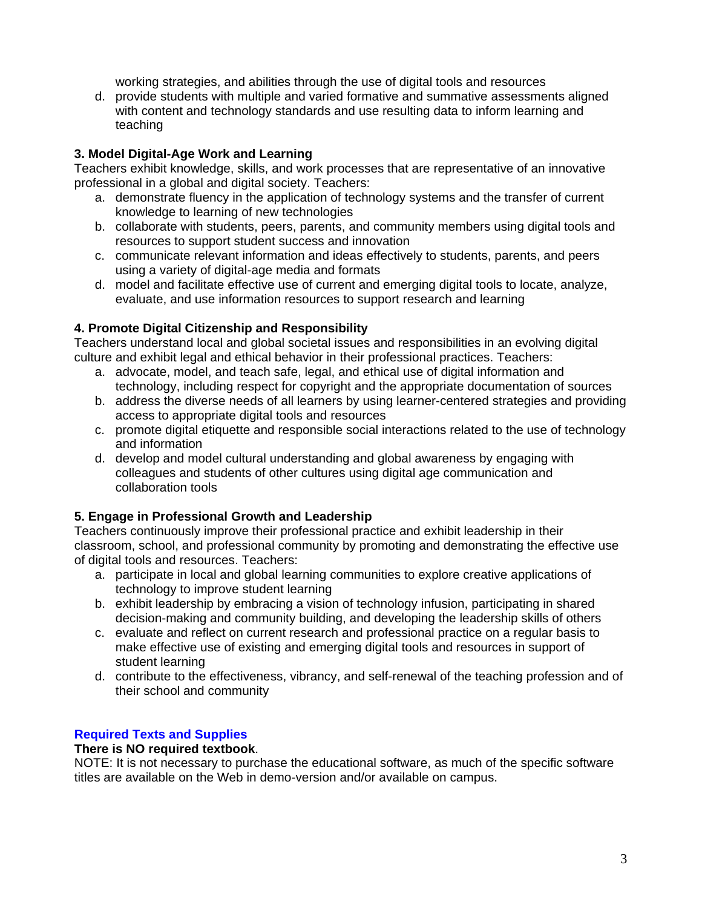working strategies, and abilities through the use of digital tools and resources

d. provide students with multiple and varied formative and summative assessments aligned with content and technology standards and use resulting data to inform learning and teaching

**3. Model Digital-Age Work and Learning**

Teachers exhibit knowledge, skills, and work processes that are representative of an innovative professional in a global and digital society. Teachers:

a. demonstrate fluency in the application of technology systems and the transfer of current knowledge to learning of new technologies
b. collaborate with students, peers, parents, and community members using digital tools and resources to support student success and innovation
c. communicate relevant information and ideas effectively to students, parents, and peers using a variety of digital-age media and formats
d. model and facilitate effective use of current and emerging digital tools to locate, analyze, evaluate, and use information resources to support research and learning

**4. Promote Digital Citizenship and Responsibility**

Teachers understand local and global societal issues and responsibilities in an evolving digital culture and exhibit legal and ethical behavior in their professional practices. Teachers:

a. advocate, model, and teach safe, legal, and ethical use of digital information and technology, including respect for copyright and the appropriate documentation of sources
b. address the diverse needs of all learners by using learner-centered strategies and providing access to appropriate digital tools and resources
c. promote digital etiquette and responsible social interactions related to the use of technology and information
d. develop and model cultural understanding and global awareness by engaging with colleagues and students of other cultures using digital age communication and collaboration tools

**5. Engage in Professional Growth and Leadership**

Teachers continuously improve their professional practice and exhibit leadership in their classroom, school, and professional community by promoting and demonstrating the effective use of digital tools and resources. Teachers:

a. participate in local and global learning communities to explore creative applications of technology to improve student learning
b. exhibit leadership by embracing a vision of technology infusion, participating in shared decision-making and community building, and developing the leadership skills of others
c. evaluate and reflect on current research and professional practice on a regular basis to make effective use of existing and emerging digital tools and resources in support of student learning
d. contribute to the effectiveness, vibrancy, and self-renewal of the teaching profession and of their school and community

## Required Texts and Supplies

**There is NO required textbook**.

NOTE: It is not necessary to purchase the educational software, as much of the specific software titles are available on the Web in demo-version and/or available on campus.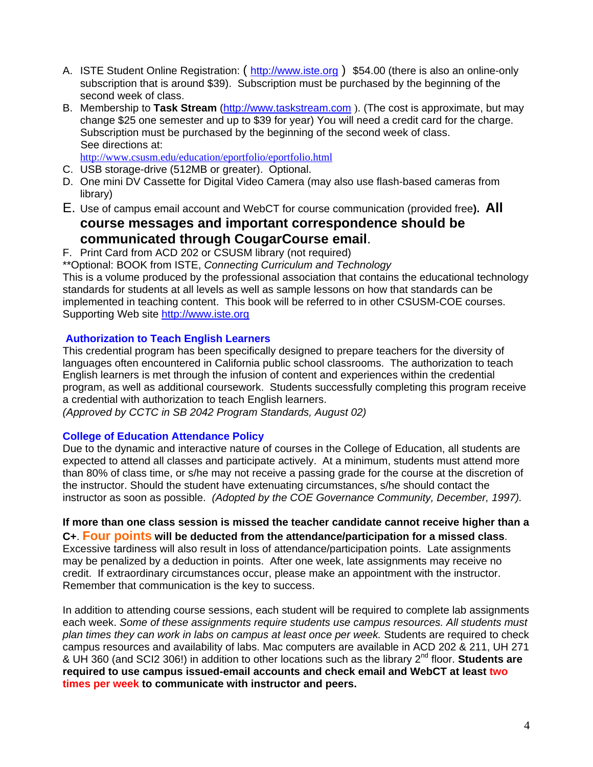A. ISTE Student Online Registration: ( http://www.iste.org ) $54.00 (there is also an online-only subscription that is around $39). Subscription must be purchased by the beginning of the second week of class.
B. Membership to **Task Stream** (http://www.taskstream.com ). (The cost is approximate, but may change $25 one semester and up to $39 for year) You will need a credit card for the charge. Subscription must be purchased by the beginning of the second week of class.
 See directions at:
 http://www.csusm.edu/education/eportfolio/eportfolio.html
C. USB storage-drive (512MB or greater). Optional.
D. One mini DV Cassette for Digital Video Camera (may also use flash-based cameras from library)
E. Use of campus email account and WebCT for course communication (provided free**). All course messages and important correspondence should be communicated through CougarCourse email**.
F. Print Card from ACD 202 or CSUSM library (not required)

**Optional: BOOK from ISTE, *Connecting Curriculum and Technology*
This is a volume produced by the professional association that contains the educational technology standards for students at all levels as well as sample lessons on how that standards can be implemented in teaching content. This book will be referred to in other CSUSM-COE courses. Supporting Web site http://www.iste.org

### Authorization to Teach English Learners

This credential program has been specifically designed to prepare teachers for the diversity of languages often encountered in California public school classrooms. The authorization to teach English learners is met through the infusion of content and experiences within the credential program, as well as additional coursework. Students successfully completing this program receive a credential with authorization to teach English learners.
*(Approved by CCTC in SB 2042 Program Standards, August 02)*

### College of Education Attendance Policy

Due to the dynamic and interactive nature of courses in the College of Education, all students are expected to attend all classes and participate actively. At a minimum, students must attend more than 80% of class time, or s/he may not receive a passing grade for the course at the discretion of the instructor. Should the student have extenuating circumstances, s/he should contact the instructor as soon as possible. *(Adopted by the COE Governance Community, December, 1997).*

**If more than one class session is missed the teacher candidate cannot receive higher than a C+. Four points will be deducted from the attendance/participation for a missed class**. Excessive tardiness will also result in loss of attendance/participation points. Late assignments may be penalized by a deduction in points. After one week, late assignments may receive no credit. If extraordinary circumstances occur, please make an appointment with the instructor. Remember that communication is the key to success.

In addition to attending course sessions, each student will be required to complete lab assignments each week. *Some of these assignments require students use campus resources. All students must plan times they can work in labs on campus at least once per week.* Students are required to check campus resources and availability of labs. Mac computers are available in ACD 202 & 211, UH 271 & UH 360 (and SCI2 306!) in addition to other locations such as the library 2nd floor. **Students are required to use campus issued-email accounts and check email and WebCT at least two times per week to communicate with instructor and peers.**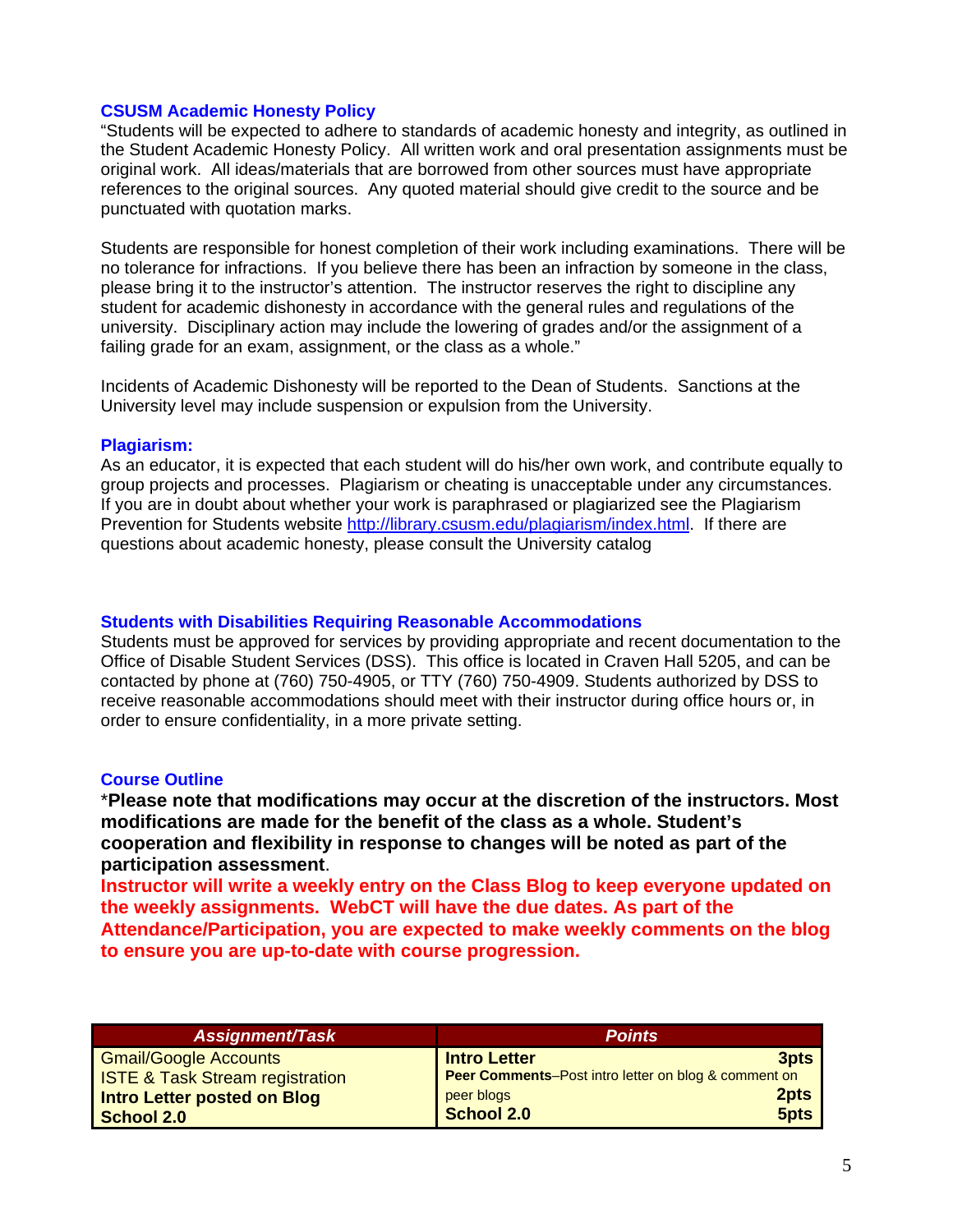### CSUSM Academic Honesty Policy

"Students will be expected to adhere to standards of academic honesty and integrity, as outlined in the Student Academic Honesty Policy. All written work and oral presentation assignments must be original work. All ideas/materials that are borrowed from other sources must have appropriate references to the original sources. Any quoted material should give credit to the source and be punctuated with quotation marks.

Students are responsible for honest completion of their work including examinations. There will be no tolerance for infractions. If you believe there has been an infraction by someone in the class, please bring it to the instructor's attention. The instructor reserves the right to discipline any student for academic dishonesty in accordance with the general rules and regulations of the university. Disciplinary action may include the lowering of grades and/or the assignment of a failing grade for an exam, assignment, or the class as a whole."

Incidents of Academic Dishonesty will be reported to the Dean of Students. Sanctions at the University level may include suspension or expulsion from the University.

### Plagiarism:

As an educator, it is expected that each student will do his/her own work, and contribute equally to group projects and processes. Plagiarism or cheating is unacceptable under any circumstances. If you are in doubt about whether your work is paraphrased or plagiarized see the Plagiarism Prevention for Students website http://library.csusm.edu/plagiarism/index.html. If there are questions about academic honesty, please consult the University catalog

### Students with Disabilities Requiring Reasonable Accommodations

Students must be approved for services by providing appropriate and recent documentation to the Office of Disable Student Services (DSS). This office is located in Craven Hall 5205, and can be contacted by phone at (760) 750-4905, or TTY (760) 750-4909. Students authorized by DSS to receive reasonable accommodations should meet with their instructor during office hours or, in order to ensure confidentiality, in a more private setting.

### Course Outline

***Please note that modifications may occur at the discretion of the instructors. Most modifications are made for the benefit of the class as a whole. Student's cooperation and flexibility in response to changes will be noted as part of the participation assessment**.

**Instructor will write a weekly entry on the Class Blog to keep everyone updated on the weekly assignments. WebCT will have the due dates. As part of the Attendance/Participation, you are expected to make weekly comments on the blog to ensure you are up-to-date with course progression.**

| *Assignment/Task* | *Points* |
|---|---|
| Gmail/Google Accounts<br>ISTE & Task Stream registration<br>**Intro Letter posted on Blog**<br>**School 2.0** | **Intro Letter** 3pts<br>**Peer Comments**–Post intro letter on blog & comment on peer blogs 2pts<br>**School 2.0** 5pts |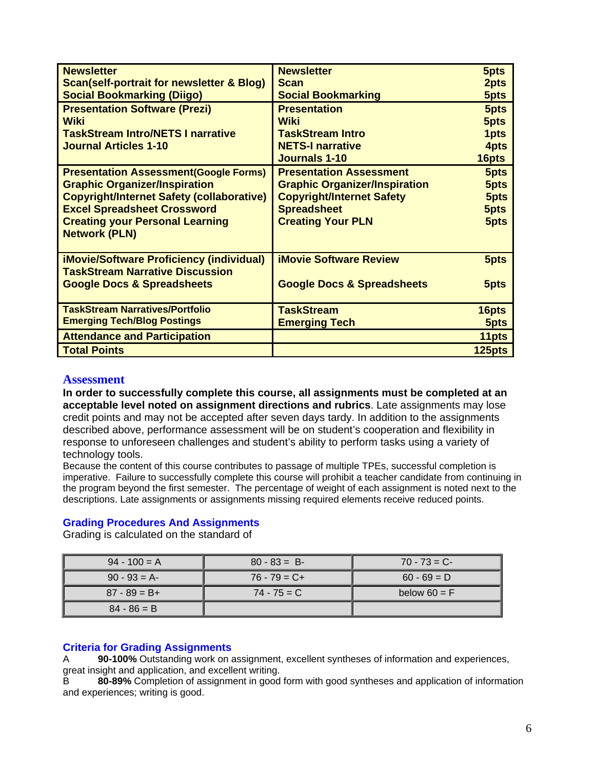| | | |
|---|---|---|
| **Newsletter**<br>**Scan(self-portrait for newsletter & Blog)**<br>**Social Bookmarking (Diigo)** | **Newsletter**<br>**Scan**<br>**Social Bookmarking** | **5pts**<br>**2pts**<br>**5pts** |
| **Presentation Software (Prezi)**<br>**Wiki**<br>**TaskStream Intro/NETS I narrative**<br>**Journal Articles 1-10** | **Presentation**<br>**Wiki**<br>**TaskStream Intro**<br>**NETS-I narrative**<br>**Journals 1-10** | **5pts**<br>**5pts**<br>**1pts**<br>**4pts**<br>**16pts** |
| **Presentation Assessment(Google Forms)**<br>**Graphic Organizer/Inspiration**<br>**Copyright/Internet Safety (collaborative)**<br>**Excel Spreadsheet Crossword**<br>**Creating your Personal Learning Network (PLN)** | **Presentation Assessment**<br>**Graphic Organizer/Inspiration**<br>**Copyright/Internet Safety**<br>**Spreadsheet**<br>**Creating Your PLN** | **5pts**<br>**5pts**<br>**5pts**<br>**5pts**<br>**5pts** |
| **iMovie/Software Proficiency (individual)**<br>**TaskStream Narrative Discussion**<br>**Google Docs & Spreadsheets** | **iMovie Software Review**<br><br>**Google Docs & Spreadsheets** | **5pts**<br><br>**5pts** |
| **TaskStream Narratives/Portfolio**<br>**Emerging Tech/Blog Postings** | **TaskStream**<br>**Emerging Tech** | **16pts**<br>**5pts** |
| **Attendance and Participation** | | **11pts** |
| **Total Points** | | **125pts** |

## Assessment

**In order to successfully complete this course, all assignments must be completed at an acceptable level noted on assignment directions and rubrics**. Late assignments may lose credit points and may not be accepted after seven days tardy. In addition to the assignments described above, performance assessment will be on student's cooperation and flexibility in response to unforeseen challenges and student's ability to perform tasks using a variety of technology tools.

Because the content of this course contributes to passage of multiple TPEs, successful completion is imperative. Failure to successfully complete this course will prohibit a teacher candidate from continuing in the program beyond the first semester. The percentage of weight of each assignment is noted next to the descriptions. Late assignments or assignments missing required elements receive reduced points.

### Grading Procedures And Assignments

Grading is calculated on the standard of

| | | |
|---|---|---|
| 94 - 100 = A | 80 - 83 = B- | 70 - 73 = C- |
| 90 - 93 = A- | 76 - 79 = C+ | 60 - 69 = D |
| 87 - 89 = B+ | 74 - 75 = C | below 60 = F |
| 84 - 86 = B | | |

### Criteria for Grading Assignments

A **90-100%** Outstanding work on assignment, excellent syntheses of information and experiences, great insight and application, and excellent writing.

B **80-89%** Completion of assignment in good form with good syntheses and application of information and experiences; writing is good.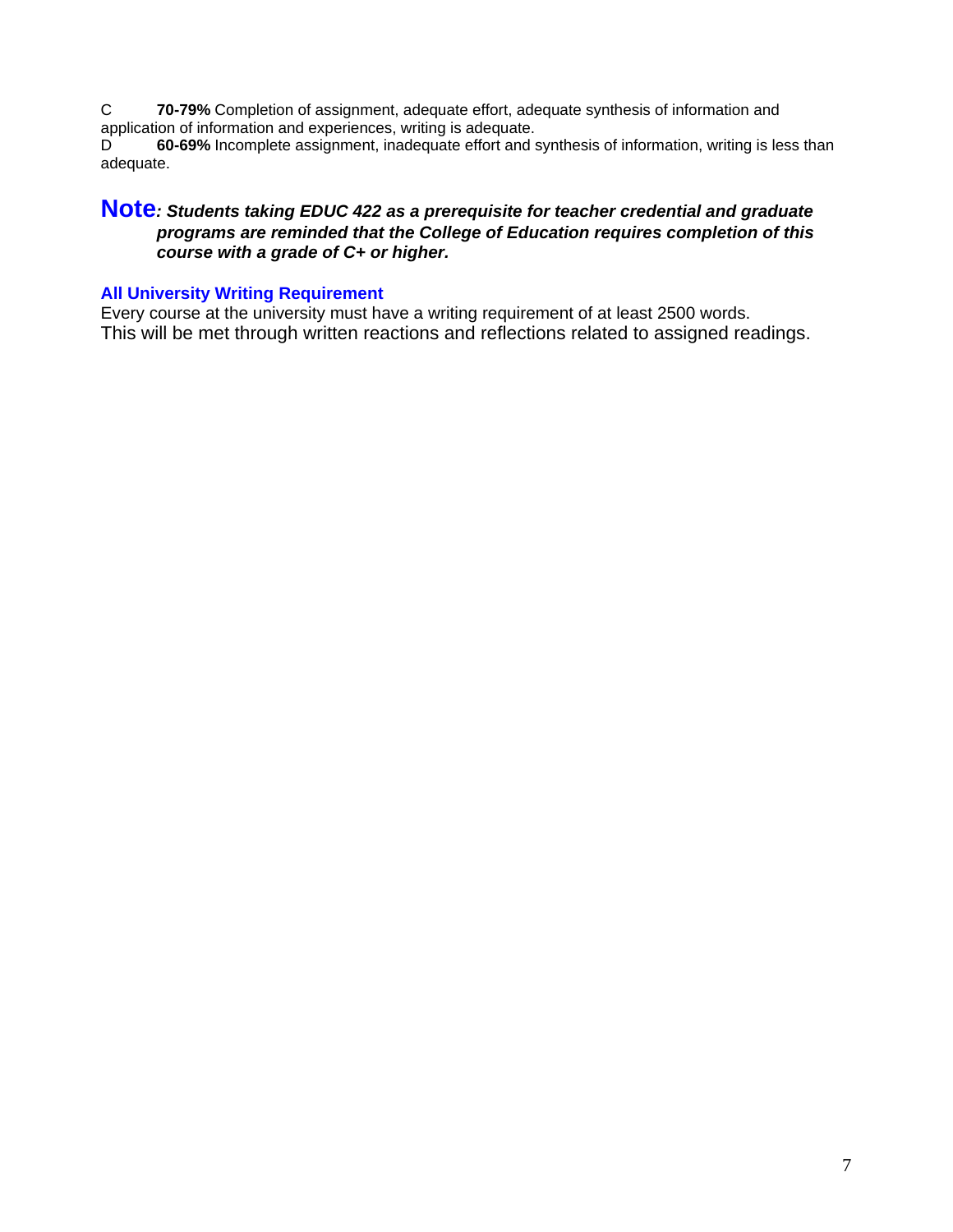C **70-79%** Completion of assignment, adequate effort, adequate synthesis of information and application of information and experiences, writing is adequate.

D **60-69%** Incomplete assignment, inadequate effort and synthesis of information, writing is less than adequate.

**Note*: Students taking EDUC 422 as a prerequisite for teacher credential and graduate programs are reminded that the College of Education requires completion of this course with a grade of C+ or higher.***

### All University Writing Requirement

Every course at the university must have a writing requirement of at least 2500 words.
This will be met through written reactions and reflections related to assigned readings.